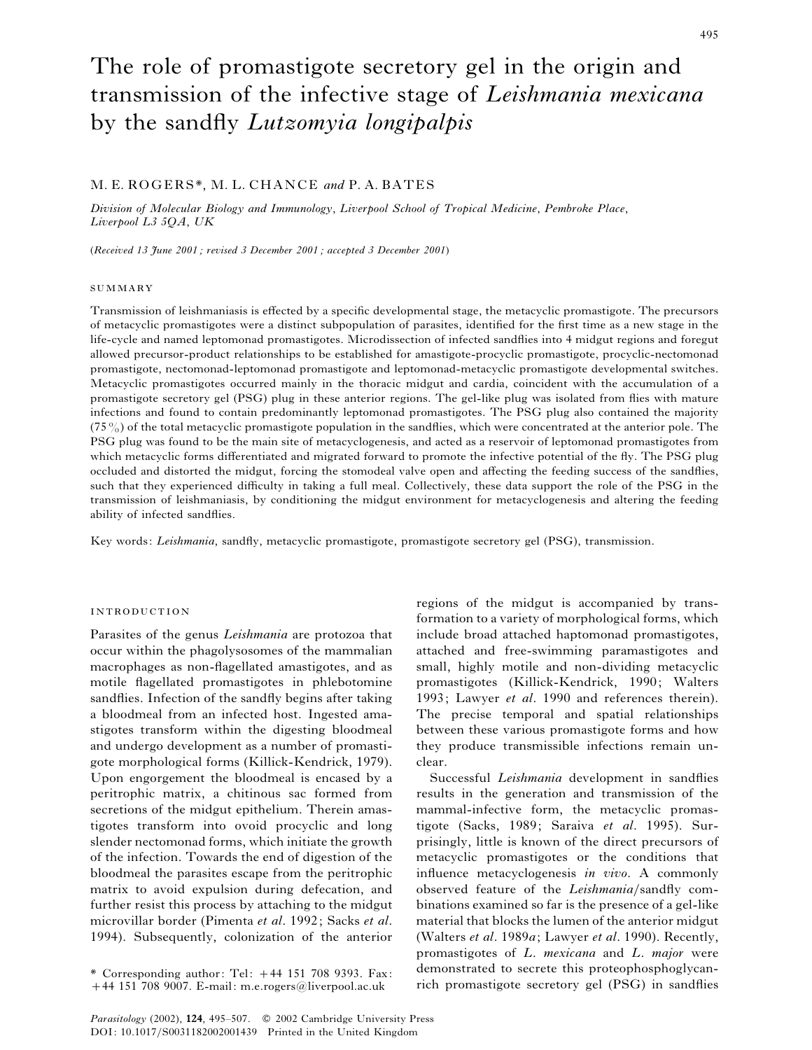# The role of promastigote secretory gel in the origin and transmission of the infective stage of *Leishmania mexicana* by the sandfly *Lutzomyia longipalpis*

M. E. ROGERS*, M. L. CHANCE *and* P. A. BATES

*Division of Molecular Biology and Immunology, Liverpool School of Tropical Medicine, Pembroke Place, Liverpool L3 5QA, UK*

(*Received 13 June 2001; revised 3 December 2001; accepted 3 December 2001*)

## SUMMARY

Transmission of leishmaniasis is effected by a specific developmental stage, the metacyclic promastigote. The precursors of metacyclic promastigotes were a distinct subpopulation of parasites, identified for the first time as a new stage in the life-cycle and named leptomonad promastigotes. Microdissection of infected sandflies into 4 midgut regions and foregut allowed precursor-product relationships to be established for amastigote-procyclic promastigote, procyclic-nectomonad promastigote, nectomonad-leptomonad promastigote and leptomonad-metacyclic promastigote developmental switches. Metacyclic promastigotes occurred mainly in the thoracic midgut and cardia, coincident with the accumulation of a promastigote secretory gel (PSG) plug in these anterior regions. The gel-like plug was isolated from flies with mature infections and found to contain predominantly leptomonad promastigotes. The PSG plug also contained the majority (75%) of the total metacyclic promastigote population in the sandflies, which were concentrated at the anterior pole. The PSG plug was found to be the main site of metacyclogenesis, and acted as a reservoir of leptomonad promastigotes from which metacyclic forms differentiated and migrated forward to promote the infective potential of the fly. The PSG plug occluded and distorted the midgut, forcing the stomodeal valve open and affecting the feeding success of the sandflies, such that they experienced difficulty in taking a full meal. Collectively, these data support the role of the PSG in the transmission of leishmaniasis, by conditioning the midgut environment for metacyclogenesis and altering the feeding ability of infected sandflies.

Key words: *Leishmania*, sandfly, metacyclic promastigote, promastigote secretory gel (PSG), transmission.

## INTRODUCTION

Parasites of the genus *Leishmania* are protozoa that occur within the phagolysosomes of the mammalian macrophages as non-flagellated amastigotes, and as motile flagellated promastigotes in phlebotomine sandflies. Infection of the sandfly begins after taking a bloodmeal from an infected host. Ingested amastigotes transform within the digesting bloodmeal and undergo development as a number of promastigote morphological forms (Killick-Kendrick, 1979). Upon engorgement the bloodmeal is encased by a peritrophic matrix, a chitinous sac formed from secretions of the midgut epithelium. Therein amastigotes transform into ovoid procyclic and long slender nectomonad forms, which initiate the growth of the infection. Towards the end of digestion of the bloodmeal the parasites escape from the peritrophic matrix to avoid expulsion during defecation, and further resist this process by attaching to the midgut microvillar border (Pimenta *et al*. 1992; Sacks *et al*. 1994). Subsequently, colonization of the anterior regions of the midgut is accompanied by transformation to a variety of morphological forms, which include broad attached haptomonad promastigotes, attached and free-swimming paramastigotes and small, highly motile and non-dividing metacyclic promastigotes (Killick-Kendrick, 1990; Walters 1993; Lawyer *et al*. 1990 and references therein). The precise temporal and spatial relationships between these various promastigote forms and how they produce transmissible infections remain unclear.

Successful *Leishmania* development in sandflies results in the generation and transmission of the mammal-infective form, the metacyclic promastigote (Sacks, 1989; Saraiva *et al*. 1995). Surprisingly, little is known of the direct precursors of metacyclic promastigotes or the conditions that influence metacyclogenesis *in vivo*. A commonly observed feature of the *Leishmania*/sandfly combinations examined so far is the presence of a gel-like material that blocks the lumen of the anterior midgut (Walters *et al*. 1989*a*; Lawyer *et al*. 1990). Recently, promastigotes of *L. mexicana* and *L. major* were demonstrated to secrete this proteophosphoglycan-rich promastigote secretory gel (PSG) in sandflies

\* Corresponding author: Tel: +44 151 708 9393. Fax: +44 151 708 9007. E-mail: m.e.rogers@liverpool.ac.uk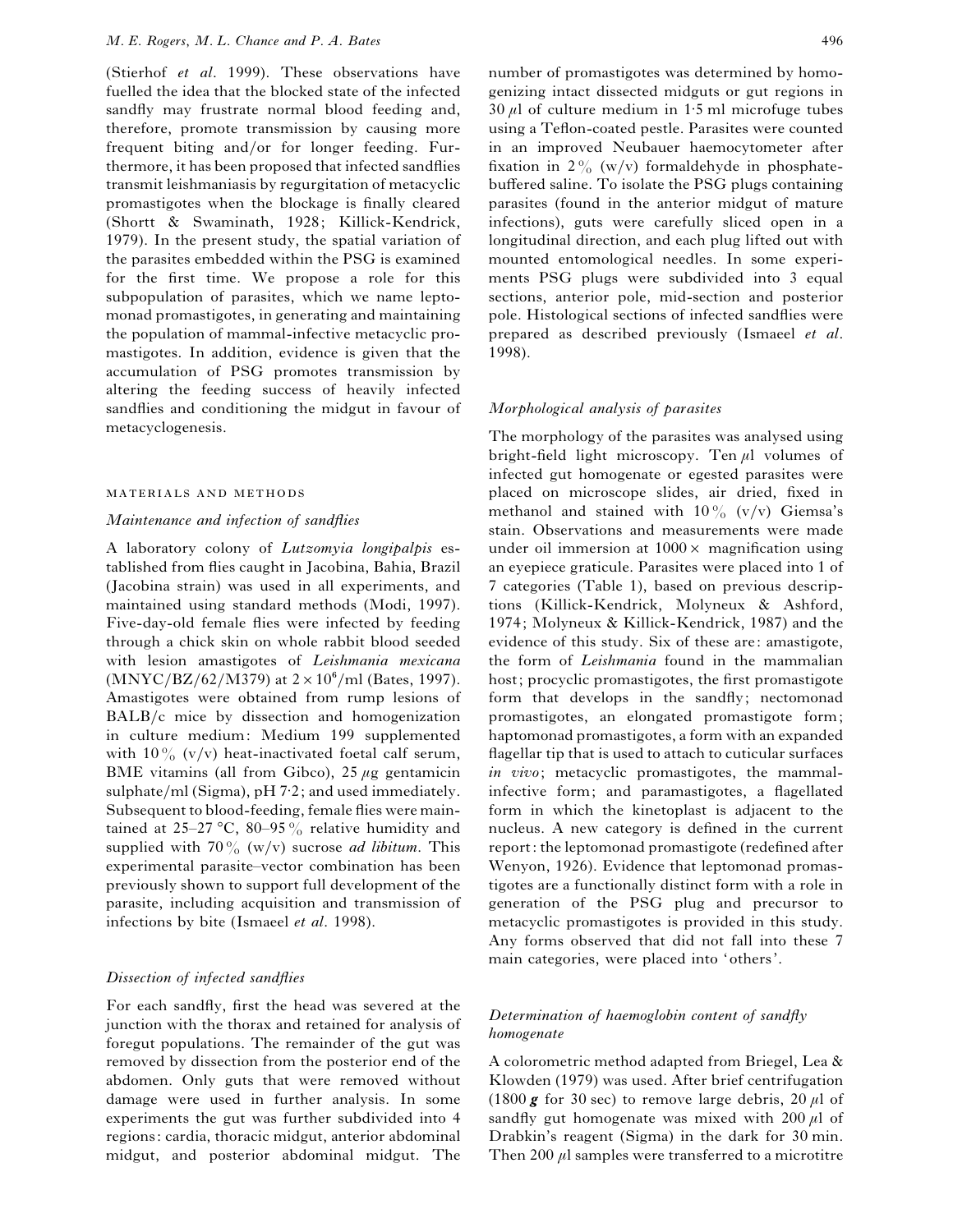(Stierhof *et al*. 1999). These observations have fuelled the idea that the blocked state of the infected sandfly may frustrate normal blood feeding and, therefore, promote transmission by causing more frequent biting and/or for longer feeding. Furthermore, it has been proposed that infected sandflies transmit leishmaniasis by regurgitation of metacyclic promastigotes when the blockage is finally cleared (Shortt & Swaminath, 1928; Killick-Kendrick, 1979). In the present study, the spatial variation of the parasites embedded within the PSG is examined for the first time. We propose a role for this subpopulation of parasites, which we name leptomonad promastigotes, in generating and maintaining the population of mammal-infective metacyclic promastigotes. In addition, evidence is given that the accumulation of PSG promotes transmission by altering the feeding success of heavily infected sandflies and conditioning the midgut in favour of metacyclogenesis.

## MATERIALS AND METHODS

### *Maintenance and infection of sandflies*

A laboratory colony of *Lutzomyia longipalpis* established from flies caught in Jacobina, Bahia, Brazil (Jacobina strain) was used in all experiments, and maintained using standard methods (Modi, 1997). Five-day-old female flies were infected by feeding through a chick skin on whole rabbit blood seeded with lesion amastigotes of *Leishmania mexicana* (MNYC/BZ/62/M379) at $2 \times 10^6$/ml (Bates, 1997). Amastigotes were obtained from rump lesions of BALB/c mice by dissection and homogenization in culture medium: Medium 199 supplemented with 10% (v/v) heat-inactivated foetal calf serum, BME vitamins (all from Gibco), 25 $\mu$g gentamicin sulphate/ml (Sigma), pH 7·2; and used immediately. Subsequent to blood-feeding, female flies were maintained at 25–27 °C, 80–95% relative humidity and supplied with 70% (w/v) sucrose *ad libitum*. This experimental parasite–vector combination has been previously shown to support full development of the parasite, including acquisition and transmission of infections by bite (Ismaeel *et al*. 1998).

### *Dissection of infected sandflies*

For each sandfly, first the head was severed at the junction with the thorax and retained for analysis of foregut populations. The remainder of the gut was removed by dissection from the posterior end of the abdomen. Only guts that were removed without damage were used in further analysis. In some experiments the gut was further subdivided into 4 regions: cardia, thoracic midgut, anterior abdominal midgut, and posterior abdominal midgut. The number of promastigotes was determined by homogenizing intact dissected midguts or gut regions in 30 $\mu$l of culture medium in 1·5 ml microfuge tubes using a Teflon-coated pestle. Parasites were counted in an improved Neubauer haemocytometer after fixation in 2% (w/v) formaldehyde in phosphate-buffered saline. To isolate the PSG plugs containing parasites (found in the anterior midgut of mature infections), guts were carefully sliced open in a longitudinal direction, and each plug lifted out with mounted entomological needles. In some experiments PSG plugs were subdivided into 3 equal sections, anterior pole, mid-section and posterior pole. Histological sections of infected sandflies were prepared as described previously (Ismaeel *et al*. 1998).

### *Morphological analysis of parasites*

The morphology of the parasites was analysed using bright-field light microscopy. Ten $\mu$l volumes of infected gut homogenate or egested parasites were placed on microscope slides, air dried, fixed in methanol and stained with 10% (v/v) Giemsa's stain. Observations and measurements were made under oil immersion at $1000\times$ magnification using an eyepiece graticule. Parasites were placed into 1 of 7 categories (Table 1), based on previous descriptions (Killick-Kendrick, Molyneux & Ashford, 1974; Molyneux & Killick-Kendrick, 1987) and the evidence of this study. Six of these are: amastigote, the form of *Leishmania* found in the mammalian host; procyclic promastigotes, the first promastigote form that develops in the sandfly; nectomonad promastigotes, an elongated promastigote form; haptomonad promastigotes, a form with an expanded flagellar tip that is used to attach to cuticular surfaces *in vivo*; metacyclic promastigotes, the mammal-infective form; and paramastigotes, a flagellated form in which the kinetoplast is adjacent to the nucleus. A new category is defined in the current report: the leptomonad promastigote (redefined after Wenyon, 1926). Evidence that leptomonad promastigotes are a functionally distinct form with a role in generation of the PSG plug and precursor to metacyclic promastigotes is provided in this study. Any forms observed that did not fall into these 7 main categories, were placed into 'others'.

### *Determination of haemoglobin content of sandfly homogenate*

A colorometric method adapted from Briegel, Lea & Klowden (1979) was used. After brief centrifugation (1800 ***g*** for 30 sec) to remove large debris, 20 $\mu$l of sandfly gut homogenate was mixed with 200 $\mu$l of Drabkin's reagent (Sigma) in the dark for 30 min. Then 200 $\mu$l samples were transferred to a microtitre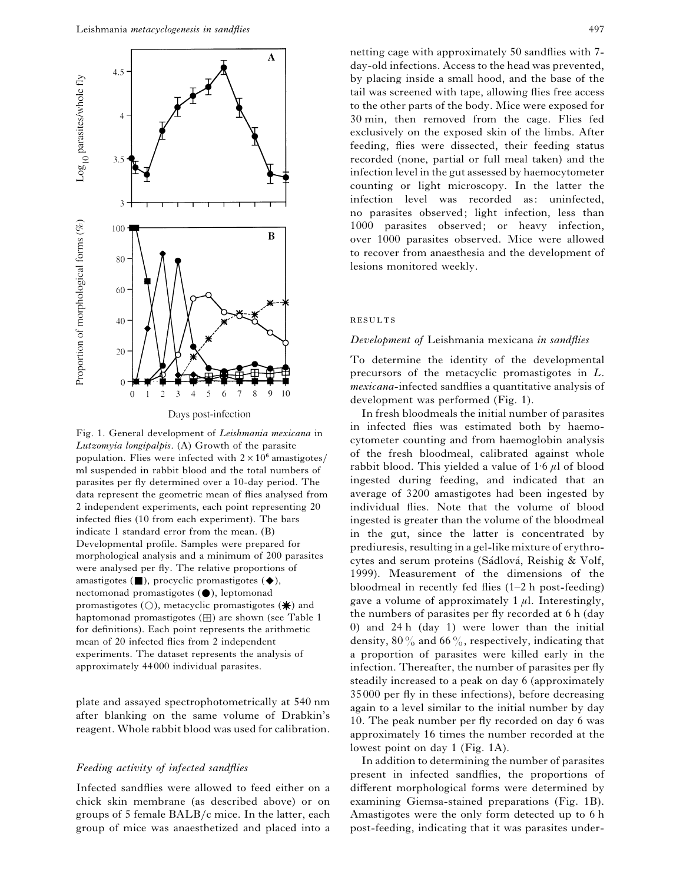Fig. 1. General development of *Leishmania mexicana* in *Lutzomyia longipalpis*. (A) Growth of the parasite population. Flies were infected with $2 \times 10^6$ amastigotes/ml suspended in rabbit blood and the total numbers of parasites per fly determined over a 10-day period. The data represent the geometric mean of flies analysed from 2 independent experiments, each point representing 20 infected flies (10 from each experiment). The bars indicate 1 standard error from the mean. (B) Developmental profile. Samples were prepared for morphological analysis and a minimum of 200 parasites were analysed per fly. The relative proportions of amastigotes (■), procyclic promastigotes (◆), nectomonad promastigotes (●), leptomonad promastigotes (○), metacyclic promastigotes (✱) and haptomonad promastigotes (⊞) are shown (see Table 1 for definitions). Each point represents the arithmetic mean of 20 infected flies from 2 independent experiments. The dataset represents the analysis of approximately 44000 individual parasites.

plate and assayed spectrophotometrically at 540 nm after blanking on the same volume of Drabkin's reagent. Whole rabbit blood was used for calibration.

### *Feeding activity of infected sandflies*

Infected sandflies were allowed to feed either on a chick skin membrane (as described above) or on groups of 5 female BALB/c mice. In the latter, each group of mice was anaesthetized and placed into a netting cage with approximately 50 sandflies with 7-day-old infections. Access to the head was prevented, by placing inside a small hood, and the base of the tail was screened with tape, allowing flies free access to the other parts of the body. Mice were exposed for 30 min, then removed from the cage. Flies fed exclusively on the exposed skin of the limbs. After feeding, flies were dissected, their feeding status recorded (none, partial or full meal taken) and the infection level in the gut assessed by haemocytometer counting or light microscopy. In the latter the infection level was recorded as: uninfected, no parasites observed; light infection, less than 1000 parasites observed; or heavy infection, over 1000 parasites observed. Mice were allowed to recover from anaesthesia and the development of lesions monitored weekly.

## RESULTS

### *Development of* Leishmania mexicana *in sandflies*

To determine the identity of the developmental precursors of the metacyclic promastigotes in *L. mexicana*-infected sandflies a quantitative analysis of development was performed (Fig. 1).

In fresh bloodmeals the initial number of parasites in infected flies was estimated both by haemocytometer counting and from haemoglobin analysis of the fresh bloodmeal, calibrated against whole rabbit blood. This yielded a value of 1·6 $\mu$l of blood ingested during feeding, and indicated that an average of 3200 amastigotes had been ingested by individual flies. Note that the volume of blood ingested is greater than the volume of the bloodmeal in the gut, since the latter is concentrated by prediuresis, resulting in a gel-like mixture of erythrocytes and serum proteins (Sádlová, Reishig & Volf, 1999). Measurement of the dimensions of the bloodmeal in recently fed flies (1–2 h post-feeding) gave a volume of approximately 1 $\mu$l. Interestingly, the numbers of parasites per fly recorded at 6 h (day 0) and 24 h (day 1) were lower than the initial density, 80 % and 66 %, respectively, indicating that a proportion of parasites were killed early in the infection. Thereafter, the number of parasites per fly steadily increased to a peak on day 6 (approximately 35000 per fly in these infections), before decreasing again to a level similar to the initial number by day 10. The peak number per fly recorded on day 6 was approximately 16 times the number recorded at the lowest point on day 1 (Fig. 1A).

In addition to determining the number of parasites present in infected sandflies, the proportions of different morphological forms were determined by examining Giemsa-stained preparations (Fig. 1B). Amastigotes were the only form detected up to 6 h post-feeding, indicating that it was parasites under-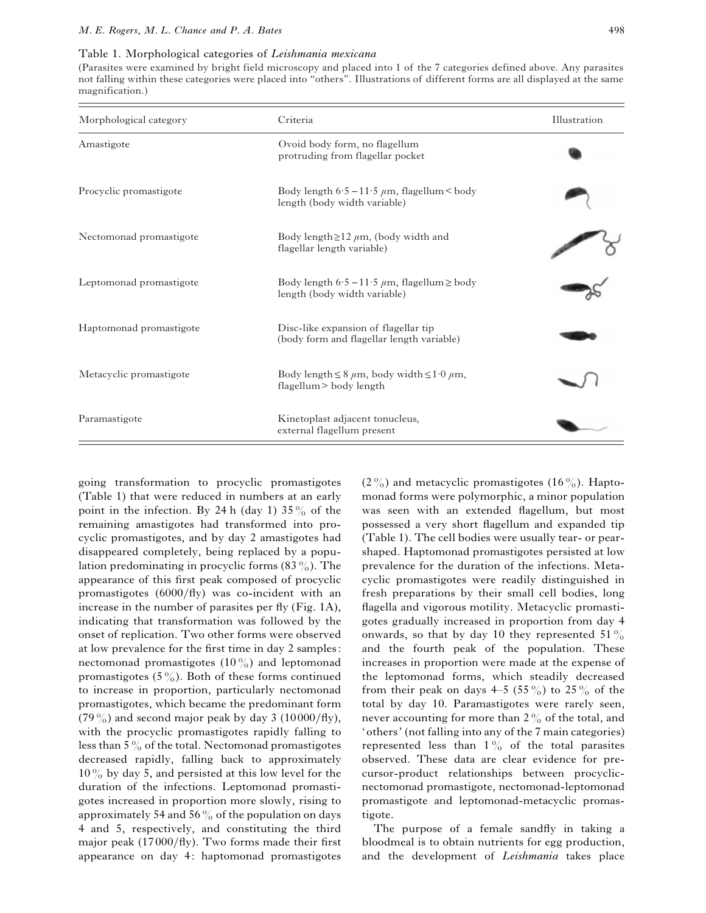Table 1. Morphological categories of *Leishmania mexicana*

(Parasites were examined by bright field microscopy and placed into 1 of the 7 categories defined above. Any parasites not falling within these categories were placed into "others". Illustrations of different forms are all displayed at the same magnification.)

| Morphological category | Criteria | Illustration |
|---|---|---|
| Amastigote | Ovoid body form, no flagellum protruding from flagellar pocket | |
| Procyclic promastigote | Body length 6·5 – 11·5 $\mu$m, flagellum < body length (body width variable) | |
| Nectomonad promastigote | Body length ≥ 12 $\mu$m, (body width and flagellar length variable) | |
| Leptomonad promastigote | Body length 6·5 – 11·5 $\mu$m, flagellum ≥ body length (body width variable) | |
| Haptomonad promastigote | Disc-like expansion of flagellar tip (body form and flagellar length variable) | |
| Metacyclic promastigote | Body length ≤ 8 $\mu$m, body width ≤ 1·0 $\mu$m, flagellum > body length | |
| Paramastigote | Kinetoplast adjacent tonucleus, external flagellum present | |

going transformation to procyclic promastigotes (Table 1) that were reduced in numbers at an early point in the infection. By 24 h (day 1) 35 % of the remaining amastigotes had transformed into procyclic promastigotes, and by day 2 amastigotes had disappeared completely, being replaced by a population predominating in procyclic forms (83 %). The appearance of this first peak composed of procyclic promastigotes (6000/fly) was co-incident with an increase in the number of parasites per fly (Fig. 1A), indicating that transformation was followed by the onset of replication. Two other forms were observed at low prevalence for the first time in day 2 samples: nectomonad promastigotes (10 %) and leptomonad promastigotes (5 %). Both of these forms continued to increase in proportion, particularly nectomonad promastigotes, which became the predominant form (79 %) and second major peak by day 3 (10000/fly), with the procyclic promastigotes rapidly falling to less than 5 % of the total. Nectomonad promastigotes decreased rapidly, falling back to approximately 10 % by day 5, and persisted at this low level for the duration of the infections. Leptomonad promastigotes increased in proportion more slowly, rising to approximately 54 and 56 % of the population on days 4 and 5, respectively, and constituting the third major peak (17000/fly). Two forms made their first appearance on day 4: haptomonad promastigotes (2 %) and metacyclic promastigotes (16 %). Haptomonad forms were polymorphic, a minor population was seen with an extended flagellum, but most possessed a very short flagellum and expanded tip (Table 1). The cell bodies were usually tear- or pear-shaped. Haptomonad promastigotes persisted at low prevalence for the duration of the infections. Metacyclic promastigotes were readily distinguished in fresh preparations by their small cell bodies, long flagella and vigorous motility. Metacyclic promastigotes gradually increased in proportion from day 4 onwards, so that by day 10 they represented 51 % and the fourth peak of the population. These increases in proportion were made at the expense of the leptomonad forms, which steadily decreased from their peak on days 4–5 (55 %) to 25 % of the total by day 10. Paramastigotes were rarely seen, never accounting for more than 2 % of the total, and 'others' (not falling into any of the 7 main categories) represented less than 1 % of the total parasites observed. These data are clear evidence for precursor-product relationships between procyclic-nectomonad promastigote, nectomonad-leptomonad promastigote and leptomonad-metacyclic promastigote.

The purpose of a female sandfly in taking a bloodmeal is to obtain nutrients for egg production, and the development of *Leishmania* takes place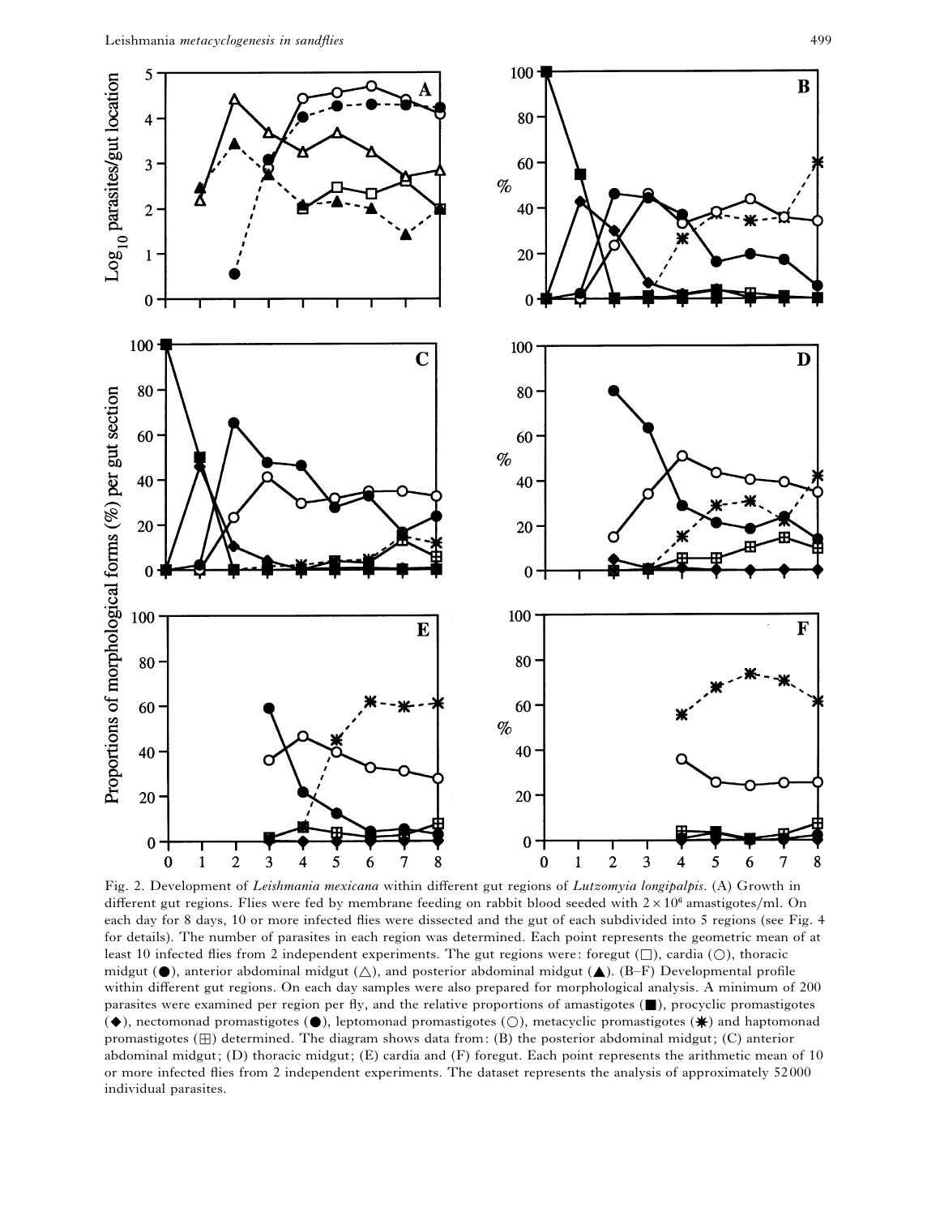A

B

C

D

E

F

Log$_{10}$ parasites/gut location

Proportions of morphological forms (%) per gut section

%

0 1 2 3 4 5 6 7 8

Fig. 2. Development of *Leishmania mexicana* within different gut regions of *Lutzomyia longipalpis*. (A) Growth in different gut regions. Flies were fed by membrane feeding on rabbit blood seeded with $2 \times 10^6$ amastigotes/ml. On each day for 8 days, 10 or more infected flies were dissected and the gut of each subdivided into 5 regions (see Fig. 4 for details). The number of parasites in each region was determined. Each point represents the geometric mean of at least 10 infected flies from 2 independent experiments. The gut regions were: foregut (□), cardia (○), thoracic midgut (●), anterior abdominal midgut (△), and posterior abdominal midgut (▲). (B–F) Developmental profile within different gut regions. On each day samples were also prepared for morphological analysis. A minimum of 200 parasites were examined per region per fly, and the relative proportions of amastigotes (■), procyclic promastigotes (◆), nectomonad promastigotes (●), leptomonad promastigotes (○), metacyclic promastigotes (✱) and haptomonad promastigotes (⊞) determined. The diagram shows data from: (B) the posterior abdominal midgut; (C) anterior abdominal midgut; (D) thoracic midgut; (E) cardia and (F) foregut. Each point represents the arithmetic mean of 10 or more infected flies from 2 independent experiments. The dataset represents the analysis of approximately 52000 individual parasites.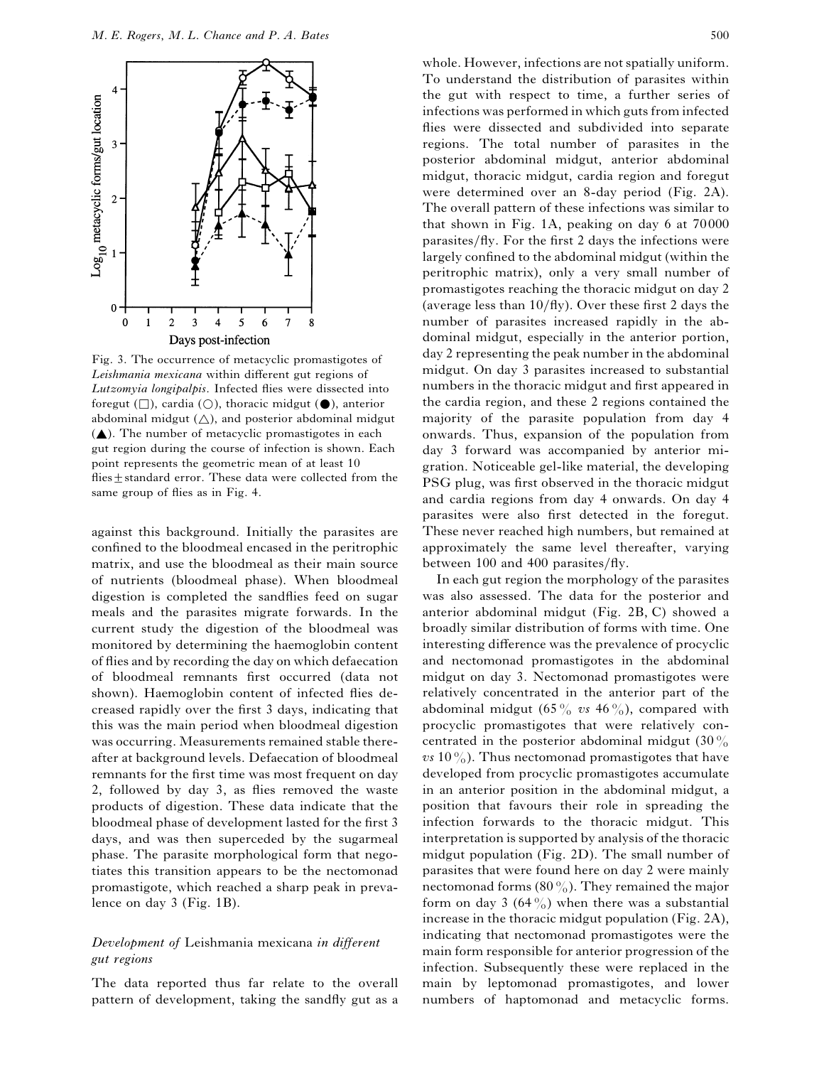Log$_{10}$ metacyclic forms/gut location

0 1 2 3 4

0 1 2 3 4 5 6 7 8

Days post-infection

Fig. 3. The occurrence of metacyclic promastigotes of *Leishmania mexicana* within different gut regions of *Lutzomyia longipalpis*. Infected flies were dissected into foregut (□), cardia (○), thoracic midgut (●), anterior abdominal midgut (△), and posterior abdominal midgut (▲). The number of metacyclic promastigotes in each gut region during the course of infection is shown. Each point represents the geometric mean of at least 10 flies ± standard error. These data were collected from the same group of flies as in Fig. 4.

against this background. Initially the parasites are confined to the bloodmeal encased in the peritrophic matrix, and use the bloodmeal as their main source of nutrients (bloodmeal phase). When bloodmeal digestion is completed the sandflies feed on sugar meals and the parasites migrate forwards. In the current study the digestion of the bloodmeal was monitored by determining the haemoglobin content of flies and by recording the day on which defaecation of bloodmeal remnants first occurred (data not shown). Haemoglobin content of infected flies decreased rapidly over the first 3 days, indicating that this was the main period when bloodmeal digestion was occurring. Measurements remained stable thereafter at background levels. Defaecation of bloodmeal remnants for the first time was most frequent on day 2, followed by day 3, as flies removed the waste products of digestion. These data indicate that the bloodmeal phase of development lasted for the first 3 days, and was then superceded by the sugarmeal phase. The parasite morphological form that negotiates this transition appears to be the nectomonad promastigote, which reached a sharp peak in prevalence on day 3 (Fig. 1B).

### *Development of* Leishmania mexicana *in different gut regions*

The data reported thus far relate to the overall pattern of development, taking the sandfly gut as a whole. However, infections are not spatially uniform. To understand the distribution of parasites within the gut with respect to time, a further series of infections was performed in which guts from infected flies were dissected and subdivided into separate regions. The total number of parasites in the posterior abdominal midgut, anterior abdominal midgut, thoracic midgut, cardia region and foregut were determined over an 8-day period (Fig. 2A). The overall pattern of these infections was similar to that shown in Fig. 1A, peaking on day 6 at 70000 parasites/fly. For the first 2 days the infections were largely confined to the abdominal midgut (within the peritrophic matrix), only a very small number of promastigotes reaching the thoracic midgut on day 2 (average less than 10/fly). Over these first 2 days the number of parasites increased rapidly in the abdominal midgut, especially in the anterior portion, day 2 representing the peak number in the abdominal midgut. On day 3 parasites increased to substantial numbers in the thoracic midgut and first appeared in the cardia region, and these 2 regions contained the majority of the parasite population from day 4 onwards. Thus, expansion of the population from day 3 forward was accompanied by anterior migration. Noticeable gel-like material, the developing PSG plug, was first observed in the thoracic midgut and cardia regions from day 4 onwards. On day 4 parasites were also first detected in the foregut. These never reached high numbers, but remained at approximately the same level thereafter, varying between 100 and 400 parasites/fly.

In each gut region the morphology of the parasites was also assessed. The data for the posterior and anterior abdominal midgut (Fig. 2B, C) showed a broadly similar distribution of forms with time. One interesting difference was the prevalence of procyclic and nectomonad promastigotes in the abdominal midgut on day 3. Nectomonad promastigotes were relatively concentrated in the anterior part of the abdominal midgut (65% *vs* 46%), compared with procyclic promastigotes that were relatively concentrated in the posterior abdominal midgut (30% *vs* 10%). Thus nectomonad promastigotes that have developed from procyclic promastigotes accumulate in an anterior position in the abdominal midgut, a position that favours their role in spreading the infection forwards to the thoracic midgut. This interpretation is supported by analysis of the thoracic midgut population (Fig. 2D). The small number of parasites that were found here on day 2 were mainly nectomonad forms (80%). They remained the major form on day 3 (64%) when there was a substantial increase in the thoracic midgut population (Fig. 2A), indicating that nectomonad promastigotes were the main form responsible for anterior progression of the infection. Subsequently these were replaced in the main by leptomonad promastigotes, and lower numbers of haptomonad and metacyclic forms.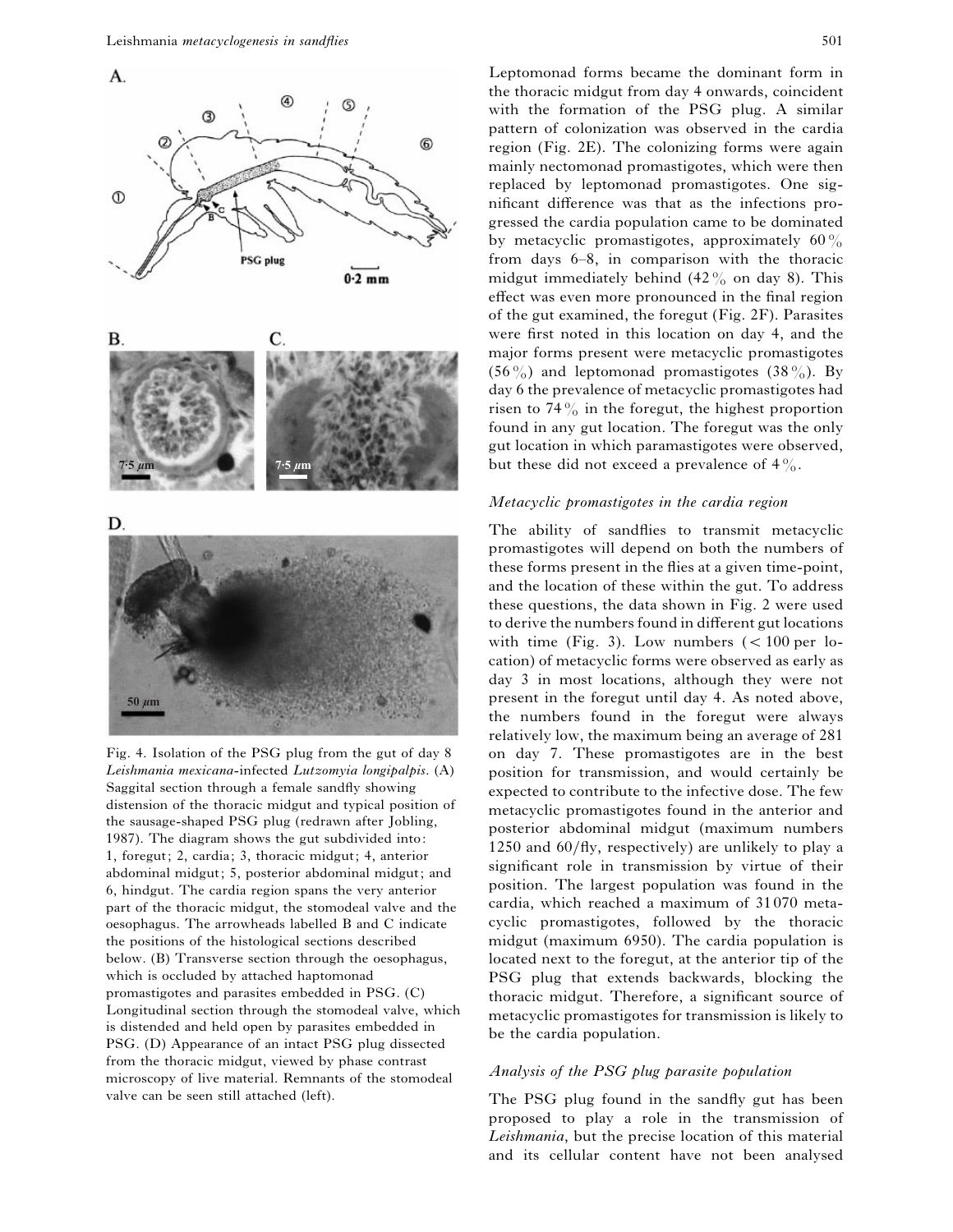Fig. 4. Isolation of the PSG plug from the gut of day 8 *Leishmania mexicana*-infected *Lutzomyia longipalpis*. (A) Saggital section through a female sandfly showing distension of the thoracic midgut and typical position of the sausage-shaped PSG plug (redrawn after Jobling, 1987). The diagram shows the gut subdivided into: 1, foregut; 2, cardia; 3, thoracic midgut; 4, anterior abdominal midgut; 5, posterior abdominal midgut; and 6, hindgut. The cardia region spans the very anterior part of the thoracic midgut, the stomodeal valve and the oesophagus. The arrowheads labelled B and C indicate the positions of the histological sections described below. (B) Transverse section through the oesophagus, which is occluded by attached haptomonad promastigotes and parasites embedded in PSG. (C) Longitudinal section through the stomodeal valve, which is distended and held open by parasites embedded in PSG. (D) Appearance of an intact PSG plug dissected from the thoracic midgut, viewed by phase contrast microscopy of live material. Remnants of the stomodeal valve can be seen still attached (left).

Leptomonad forms became the dominant form in the thoracic midgut from day 4 onwards, coincident with the formation of the PSG plug. A similar pattern of colonization was observed in the cardia region (Fig. 2E). The colonizing forms were again mainly nectomonad promastigotes, which were then replaced by leptomonad promastigotes. One significant difference was that as the infections progressed the cardia population came to be dominated by metacyclic promastigotes, approximately 60 % from days 6–8, in comparison with the thoracic midgut immediately behind (42 % on day 8). This effect was even more pronounced in the final region of the gut examined, the foregut (Fig. 2F). Parasites were first noted in this location on day 4, and the major forms present were metacyclic promastigotes (56 %) and leptomonad promastigotes (38 %). By day 6 the prevalence of metacyclic promastigotes had risen to 74 % in the foregut, the highest proportion found in any gut location. The foregut was the only gut location in which paramastigotes were observed, but these did not exceed a prevalence of 4 %.

### *Metacyclic promastigotes in the cardia region*

The ability of sandflies to transmit metacyclic promastigotes will depend on both the numbers of these forms present in the flies at a given time-point, and the location of these within the gut. To address these questions, the data shown in Fig. 2 were used to derive the numbers found in different gut locations with time (Fig. 3). Low numbers (< 100 per location) of metacyclic forms were observed as early as day 3 in most locations, although they were not present in the foregut until day 4. As noted above, the numbers found in the foregut were always relatively low, the maximum being an average of 281 on day 7. These promastigotes are in the best position for transmission, and would certainly be expected to contribute to the infective dose. The few metacyclic promastigotes found in the anterior and posterior abdominal midgut (maximum numbers 1250 and 60/fly, respectively) are unlikely to play a significant role in transmission by virtue of their position. The largest population was found in the cardia, which reached a maximum of 31 070 metacyclic promastigotes, followed by the thoracic midgut (maximum 6950). The cardia population is located next to the foregut, at the anterior tip of the PSG plug that extends backwards, blocking the thoracic midgut. Therefore, a significant source of metacyclic promastigotes for transmission is likely to be the cardia population.

### *Analysis of the PSG plug parasite population*

The PSG plug found in the sandfly gut has been proposed to play a role in the transmission of *Leishmania*, but the precise location of this material and its cellular content have not been analysed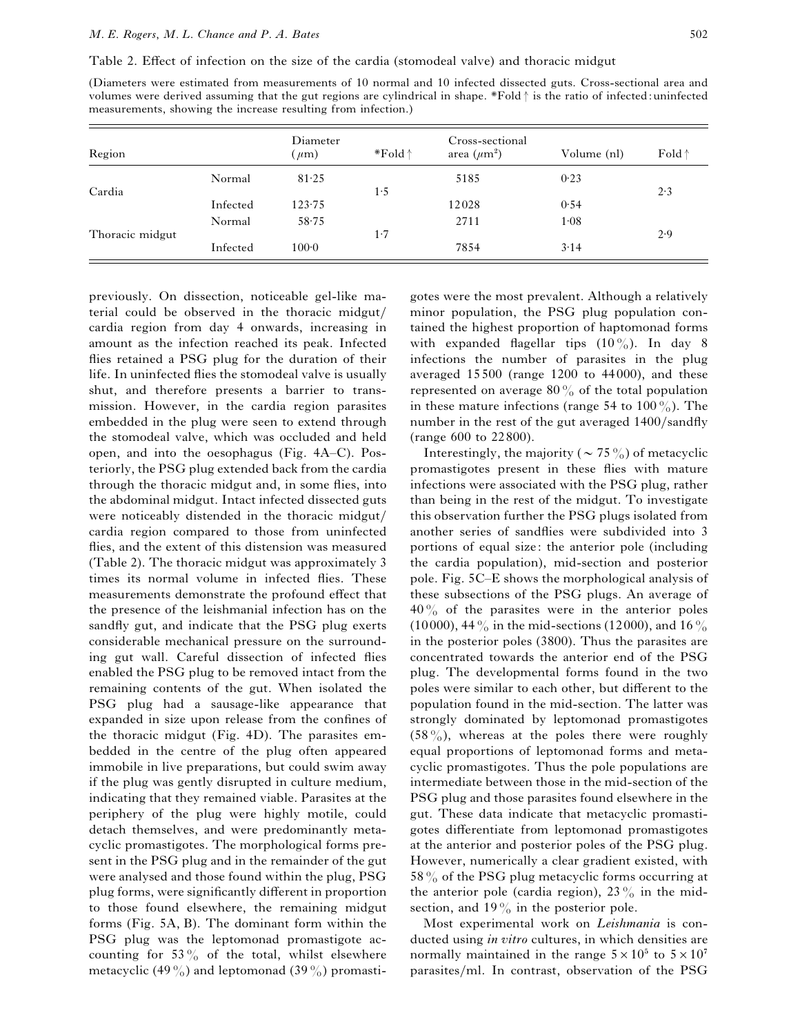Table 2. Effect of infection on the size of the cardia (stomodeal valve) and thoracic midgut

(Diameters were estimated from measurements of 10 normal and 10 infected dissected guts. Cross-sectional area and volumes were derived assuming that the gut regions are cylindrical in shape. *Fold ↑ is the ratio of infected : uninfected measurements, showing the increase resulting from infection.)

| Region | | Diameter ($\mu$m) | *Fold ↑ | Cross-sectional area ($\mu m^2$) | Volume (nl) | Fold ↑ |
|---|---|---|---|---|---|---|
| Cardia | Normal | 81·25 | 1·5 | 5185 | 0·23 | 2·3 |
| | Infected | 123·75 | | 12028 | 0·54 | |
| Thoracic midgut | Normal | 58·75 | 1·7 | 2711 | 1·08 | 2·9 |
| | Infected | 100·0 | | 7854 | 3·14 | |

previously. On dissection, noticeable gel-like material could be observed in the thoracic midgut/cardia region from day 4 onwards, increasing in amount as the infection reached its peak. Infected flies retained a PSG plug for the duration of their life. In uninfected flies the stomodeal valve is usually shut, and therefore presents a barrier to transmission. However, in the cardia region parasites embedded in the plug were seen to extend through the stomodeal valve, which was occluded and held open, and into the oesophagus (Fig. 4A–C). Posteriorly, the PSG plug extended back from the cardia through the thoracic midgut and, in some flies, into the abdominal midgut. Intact infected dissected guts were noticeably distended in the thoracic midgut/cardia region compared to those from uninfected flies, and the extent of this distension was measured (Table 2). The thoracic midgut was approximately 3 times its normal volume in infected flies. These measurements demonstrate the profound effect that the presence of the leishmanial infection has on the sandfly gut, and indicate that the PSG plug exerts considerable mechanical pressure on the surrounding gut wall. Careful dissection of infected flies enabled the PSG plug to be removed intact from the remaining contents of the gut. When isolated the PSG plug had a sausage-like appearance that expanded in size upon release from the confines of the thoracic midgut (Fig. 4D). The parasites embedded in the centre of the plug often appeared immobile in live preparations, but could swim away if the plug was gently disrupted in culture medium, indicating that they remained viable. Parasites at the periphery of the plug were highly motile, could detach themselves, and were predominantly metacyclic promastigotes. The morphological forms present in the PSG plug and in the remainder of the gut were analysed and those found within the plug, PSG plug forms, were significantly different in proportion to those found elsewhere, the remaining midgut forms (Fig. 5A, B). The dominant form within the PSG plug was the leptomonad promastigote accounting for 53 % of the total, whilst elsewhere metacyclic (49 %) and leptomonad (39 %) promastigotes were the most prevalent. Although a relatively minor population, the PSG plug population contained the highest proportion of haptomonad forms with expanded flagellar tips (10 %). In day 8 infections the number of parasites in the plug averaged 15500 (range 1200 to 44000), and these represented on average 80 % of the total population in these mature infections (range 54 to 100 %). The number in the rest of the gut averaged 1400/sandfly (range 600 to 22800).

Interestingly, the majority ($\sim$ 75 %) of metacyclic promastigotes present in these flies with mature infections were associated with the PSG plug, rather than being in the rest of the midgut. To investigate this observation further the PSG plugs isolated from another series of sandflies were subdivided into 3 portions of equal size: the anterior pole (including the cardia population), mid-section and posterior pole. Fig. 5C–E shows the morphological analysis of these subsections of the PSG plugs. An average of 40 % of the parasites were in the anterior poles (10000), 44 % in the mid-sections (12000), and 16 % in the posterior poles (3800). Thus the parasites are concentrated towards the anterior end of the PSG plug. The developmental forms found in the two poles were similar to each other, but different to the population found in the mid-section. The latter was strongly dominated by leptomonad promastigotes (58 %), whereas at the poles there were roughly equal proportions of leptomonad forms and metacyclic promastigotes. Thus the pole populations are intermediate between those in the mid-section of the PSG plug and those parasites found elsewhere in the gut. These data indicate that metacyclic promastigotes differentiate from leptomonad promastigotes at the anterior and posterior poles of the PSG plug. However, numerically a clear gradient existed, with 58 % of the PSG plug metacyclic forms occurring at the anterior pole (cardia region), 23 % in the mid-section, and 19 % in the posterior pole.

Most experimental work on *Leishmania* is conducted using *in vitro* cultures, in which densities are normally maintained in the range $5 \times 10^5$ to $5 \times 10^7$ parasites/ml. In contrast, observation of the PSG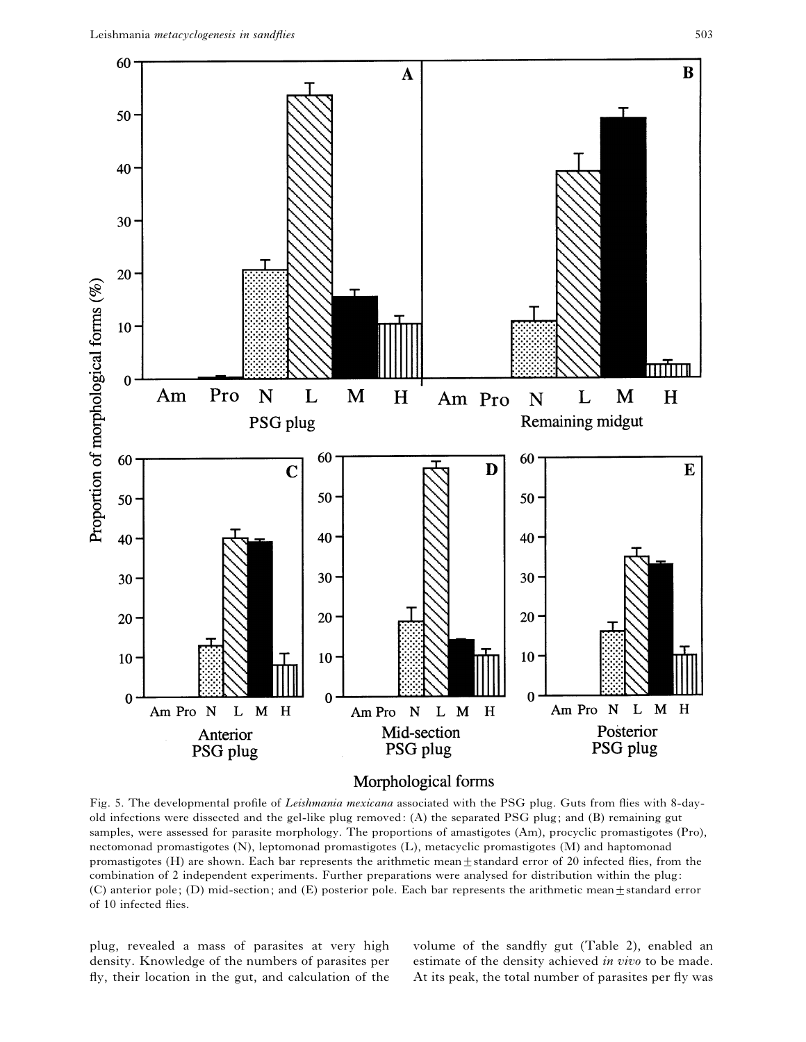Proportion of morphological forms (%)

A

60
50
40
30
20
10
0

Am Pro N L M H

PSG plug

B

Am Pro N L M H

Remaining midgut

C

60
50
40
30
20
10
0

Am Pro N L M H

Anterior PSG plug

D

60
50
40
30
20
10
0

Am Pro N L M H

Mid-section PSG plug

E

60
50
40
30
20
10
0

Am Pro N L M H

Posterior PSG plug

Morphological forms

Fig. 5. The developmental profile of *Leishmania mexicana* associated with the PSG plug. Guts from flies with 8-day-old infections were dissected and the gel-like plug removed: (A) the separated PSG plug; and (B) remaining gut samples, were assessed for parasite morphology. The proportions of amastigotes (Am), procyclic promastigotes (Pro), nectomonad promastigotes (N), leptomonad promastigotes (L), metacyclic promastigotes (M) and haptomonad promastigotes (H) are shown. Each bar represents the arithmetic mean ± standard error of 20 infected flies, from the combination of 2 independent experiments. Further preparations were analysed for distribution within the plug: (C) anterior pole; (D) mid-section; and (E) posterior pole. Each bar represents the arithmetic mean ± standard error of 10 infected flies.

plug, revealed a mass of parasites at very high density. Knowledge of the numbers of parasites per fly, their location in the gut, and calculation of the volume of the sandfly gut (Table 2), enabled an estimate of the density achieved *in vivo* to be made. At its peak, the total number of parasites per fly was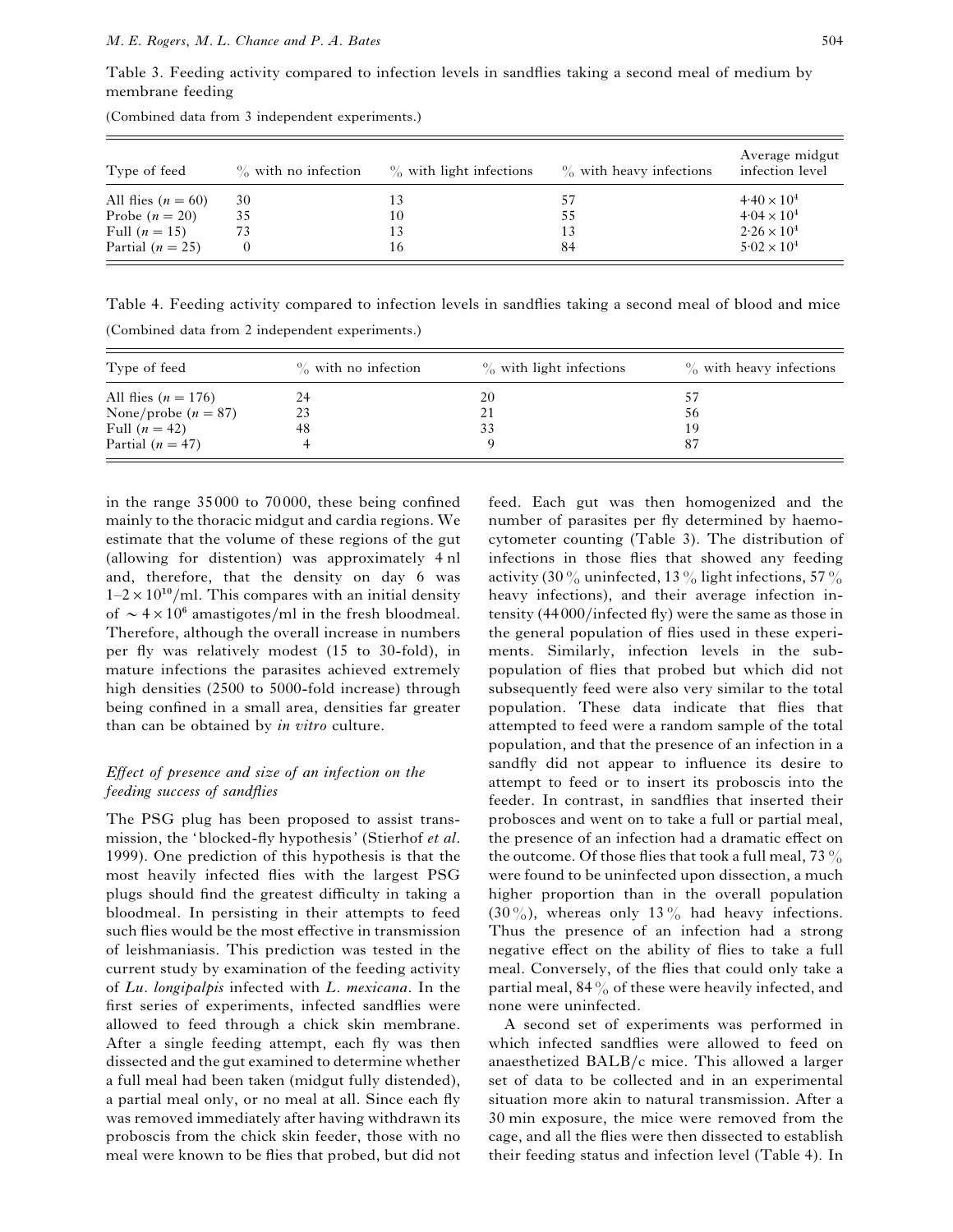Table 3. Feeding activity compared to infection levels in sandflies taking a second meal of medium by membrane feeding

(Combined data from 3 independent experiments.)

| Type of feed | % with no infection | % with light infections | % with heavy infections | Average midgut infection level |
|---|---|---|---|---|
| All flies ($n = 60$) | 30 | 13 | 57 | $4.40 \times 10^4$ |
| Probe ($n = 20$) | 35 | 10 | 55 | $4.04 \times 10^4$ |
| Full ($n = 15$) | 73 | 13 | 13 | $2.26 \times 10^4$ |
| Partial ($n = 25$) | 0 | 16 | 84 | $5.02 \times 10^4$ |

Table 4. Feeding activity compared to infection levels in sandflies taking a second meal of blood and mice

(Combined data from 2 independent experiments.)

| Type of feed | % with no infection | % with light infections | % with heavy infections |
|---|---|---|---|
| All flies ($n = 176$) | 24 | 20 | 57 |
| None/probe ($n = 87$) | 23 | 21 | 56 |
| Full ($n = 42$) | 48 | 33 | 19 |
| Partial ($n = 47$) | 4 | 9 | 87 |

in the range 35000 to 70000, these being confined mainly to the thoracic midgut and cardia regions. We estimate that the volume of these regions of the gut (allowing for distention) was approximately 4 nl and, therefore, that the density on day 6 was $1–2 \times 10^{10}$/ml. This compares with an initial density of $\sim 4 \times 10^6$ amastigotes/ml in the fresh bloodmeal. Therefore, although the overall increase in numbers per fly was relatively modest (15 to 30-fold), in mature infections the parasites achieved extremely high densities (2500 to 5000-fold increase) through being confined in a small area, densities far greater than can be obtained by *in vitro* culture.

### *Effect of presence and size of an infection on the feeding success of sandflies*

The PSG plug has been proposed to assist transmission, the 'blocked-fly hypothesis' (Stierhof *et al*. 1999). One prediction of this hypothesis is that the most heavily infected flies with the largest PSG plugs should find the greatest difficulty in taking a bloodmeal. In persisting in their attempts to feed such flies would be the most effective in transmission of leishmaniasis. This prediction was tested in the current study by examination of the feeding activity of *Lu. longipalpis* infected with *L. mexicana*. In the first series of experiments, infected sandflies were allowed to feed through a chick skin membrane. After a single feeding attempt, each fly was then dissected and the gut examined to determine whether a full meal had been taken (midgut fully distended), a partial meal only, or no meal at all. Since each fly was removed immediately after having withdrawn its proboscis from the chick skin feeder, those with no meal were known to be flies that probed, but did not feed. Each gut was then homogenized and the number of parasites per fly determined by haemocytometer counting (Table 3). The distribution of infections in those flies that showed any feeding activity (30% uninfected, 13% light infections, 57% heavy infections), and their average infection intensity (44000/infected fly) were the same as those in the general population of flies used in these experiments. Similarly, infection levels in the subpopulation of flies that probed but which did not subsequently feed were also very similar to the total population. These data indicate that flies that attempted to feed were a random sample of the total population, and that the presence of an infection in a sandfly did not appear to influence its desire to attempt to feed or to insert its proboscis into the feeder. In contrast, in sandflies that inserted their probosces and went on to take a full or partial meal, the presence of an infection had a dramatic effect on the outcome. Of those flies that took a full meal, 73% were found to be uninfected upon dissection, a much higher proportion than in the overall population (30%), whereas only 13% had heavy infections. Thus the presence of an infection had a strong negative effect on the ability of flies to take a full meal. Conversely, of the flies that could only take a partial meal, 84% of these were heavily infected, and none were uninfected.

A second set of experiments was performed in which infected sandflies were allowed to feed on anaesthetized BALB/c mice. This allowed a larger set of data to be collected and in an experimental situation more akin to natural transmission. After a 30 min exposure, the mice were removed from the cage, and all the flies were then dissected to establish their feeding status and infection level (Table 4). In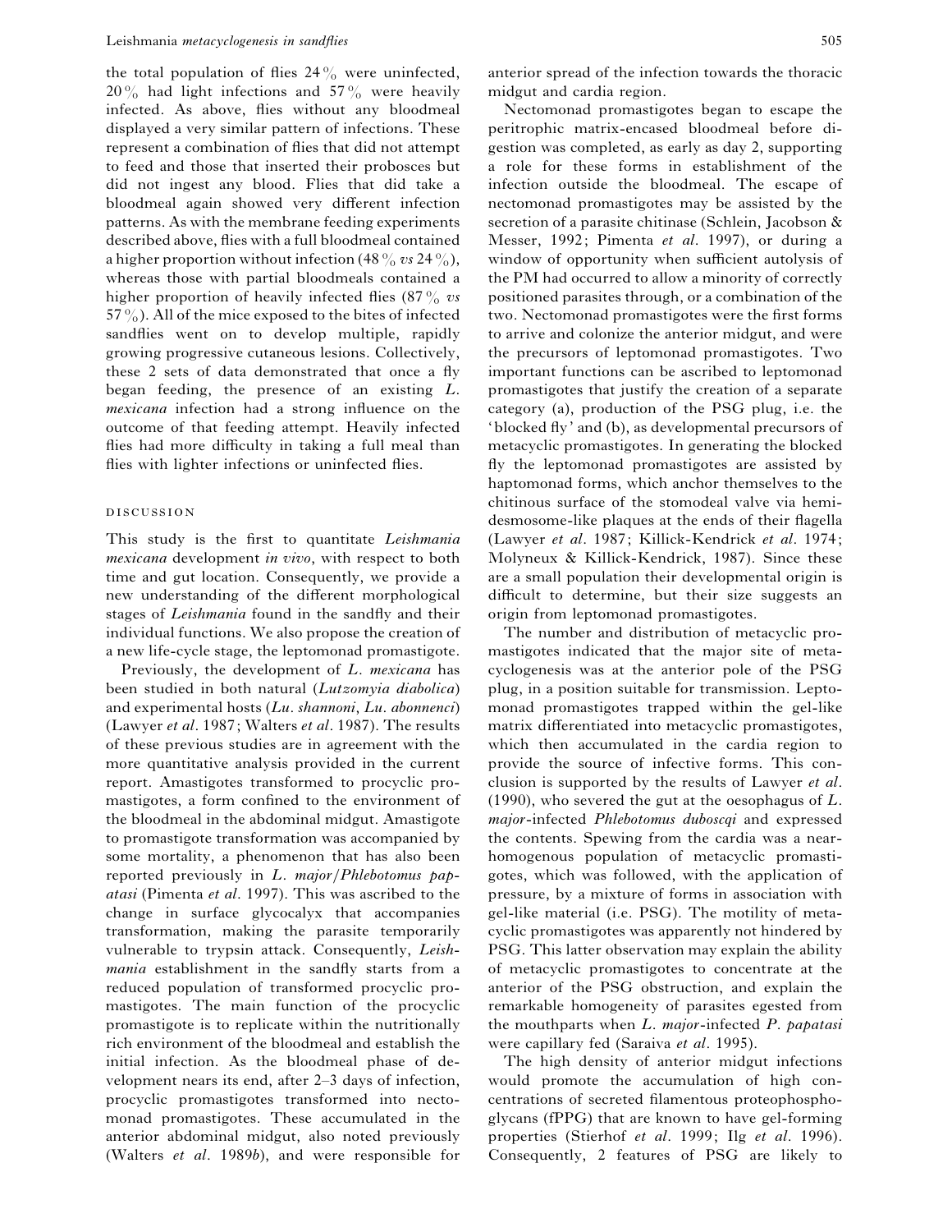the total population of flies 24 % were uninfected, 20 % had light infections and 57 % were heavily infected. As above, flies without any bloodmeal displayed a very similar pattern of infections. These represent a combination of flies that did not attempt to feed and those that inserted their probosces but did not ingest any blood. Flies that did take a bloodmeal again showed very different infection patterns. As with the membrane feeding experiments described above, flies with a full bloodmeal contained a higher proportion without infection (48 % *vs* 24 %), whereas those with partial bloodmeals contained a higher proportion of heavily infected flies (87 % *vs* 57 %). All of the mice exposed to the bites of infected sandflies went on to develop multiple, rapidly growing progressive cutaneous lesions. Collectively, these 2 sets of data demonstrated that once a fly began feeding, the presence of an existing *L. mexicana* infection had a strong influence on the outcome of that feeding attempt. Heavily infected flies had more difficulty in taking a full meal than flies with lighter infections or uninfected flies.

## DISCUSSION

This study is the first to quantitate *Leishmania mexicana* development *in vivo*, with respect to both time and gut location. Consequently, we provide a new understanding of the different morphological stages of *Leishmania* found in the sandfly and their individual functions. We also propose the creation of a new life-cycle stage, the leptomonad promastigote.

Previously, the development of *L. mexicana* has been studied in both natural (*Lutzomyia diabolica*) and experimental hosts (*Lu. shannoni*, *Lu. abonnenci*) (Lawyer *et al*. 1987; Walters *et al*. 1987). The results of these previous studies are in agreement with the more quantitative analysis provided in the current report. Amastigotes transformed to procyclic promastigotes, a form confined to the environment of the bloodmeal in the abdominal midgut. Amastigote to promastigote transformation was accompanied by some mortality, a phenomenon that has also been reported previously in *L. major*/*Phlebotomus papatasi* (Pimenta *et al*. 1997). This was ascribed to the change in surface glycocalyx that accompanies transformation, making the parasite temporarily vulnerable to trypsin attack. Consequently, *Leishmania* establishment in the sandfly starts from a reduced population of transformed procyclic promastigotes. The main function of the procyclic promastigote is to replicate within the nutritionally rich environment of the bloodmeal and establish the initial infection. As the bloodmeal phase of development nears its end, after 2–3 days of infection, procyclic promastigotes transformed into nectomonad promastigotes. These accumulated in the anterior abdominal midgut, also noted previously (Walters *et al*. 1989*b*), and were responsible for anterior spread of the infection towards the thoracic midgut and cardia region.

Nectomonad promastigotes began to escape the peritrophic matrix-encased bloodmeal before digestion was completed, as early as day 2, supporting a role for these forms in establishment of the infection outside the bloodmeal. The escape of nectomonad promastigotes may be assisted by the secretion of a parasite chitinase (Schlein, Jacobson & Messer, 1992; Pimenta *et al*. 1997), or during a window of opportunity when sufficient autolysis of the PM had occurred to allow a minority of correctly positioned parasites through, or a combination of the two. Nectomonad promastigotes were the first forms to arrive and colonize the anterior midgut, and were the precursors of leptomonad promastigotes. Two important functions can be ascribed to leptomonad promastigotes that justify the creation of a separate category (a), production of the PSG plug, i.e. the 'blocked fly' and (b), as developmental precursors of metacyclic promastigotes. In generating the blocked fly the leptomonad promastigotes are assisted by haptomonad forms, which anchor themselves to the chitinous surface of the stomodeal valve via hemidesmosome-like plaques at the ends of their flagella (Lawyer *et al*. 1987; Killick-Kendrick *et al*. 1974; Molyneux & Killick-Kendrick, 1987). Since these are a small population their developmental origin is difficult to determine, but their size suggests an origin from leptomonad promastigotes.

The number and distribution of metacyclic promastigotes indicated that the major site of metacyclogenesis was at the anterior pole of the PSG plug, in a position suitable for transmission. Leptomonad promastigotes trapped within the gel-like matrix differentiated into metacyclic promastigotes, which then accumulated in the cardia region to provide the source of infective forms. This conclusion is supported by the results of Lawyer *et al*. (1990), who severed the gut at the oesophagus of *L. major*-infected *Phlebotomus duboscqi* and expressed the contents. Spewing from the cardia was a near-homogenous population of metacyclic promastigotes, which was followed, with the application of pressure, by a mixture of forms in association with gel-like material (i.e. PSG). The motility of metacyclic promastigotes was apparently not hindered by PSG. This latter observation may explain the ability of metacyclic promastigotes to concentrate at the anterior of the PSG obstruction, and explain the remarkable homogeneity of parasites egested from the mouthparts when *L. major*-infected *P. papatasi* were capillary fed (Saraiva *et al*. 1995).

The high density of anterior midgut infections would promote the accumulation of high concentrations of secreted filamentous proteophosphoglycans (fPPG) that are known to have gel-forming properties (Stierhof *et al*. 1999; Ilg *et al*. 1996). Consequently, 2 features of PSG are likely to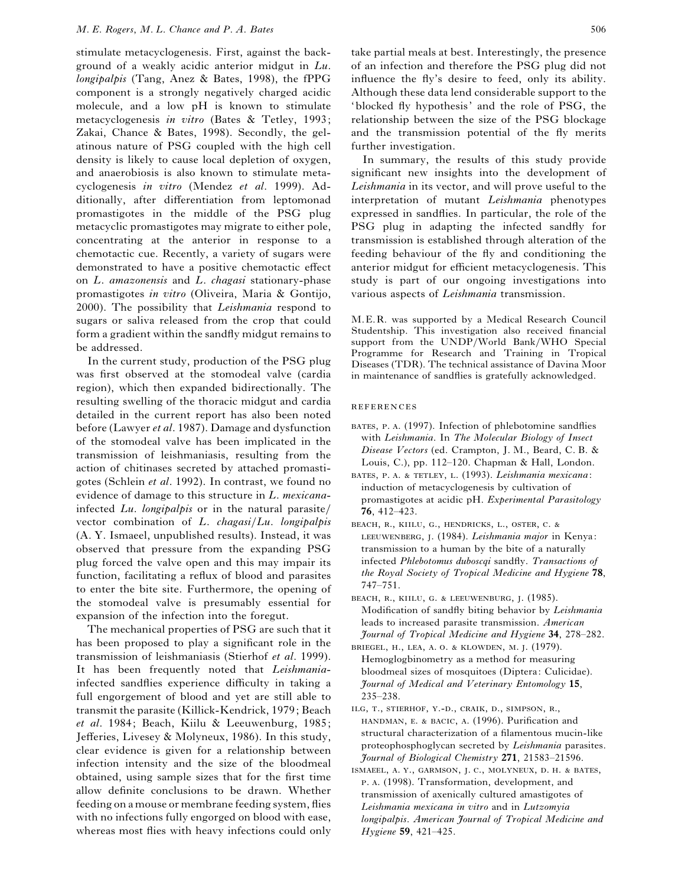stimulate metacyclogenesis. First, against the background of a weakly acidic anterior midgut in *Lu. longipalpis* (Tang, Anez & Bates, 1998), the fPPG component is a strongly negatively charged acidic molecule, and a low pH is known to stimulate metacyclogenesis *in vitro* (Bates & Tetley, 1993; Zakai, Chance & Bates, 1998). Secondly, the gelatinous nature of PSG coupled with the high cell density is likely to cause local depletion of oxygen, and anaerobiosis is also known to stimulate metacyclogenesis *in vitro* (Mendez *et al*. 1999). Additionally, after differentiation from leptomonad promastigotes in the middle of the PSG plug metacyclic promastigotes may migrate to either pole, concentrating at the anterior in response to a chemotactic cue. Recently, a variety of sugars were demonstrated to have a positive chemotactic effect on *L. amazonensis* and *L. chagasi* stationary-phase promastigotes *in vitro* (Oliveira, Maria & Gontijo, 2000). The possibility that *Leishmania* respond to sugars or saliva released from the crop that could form a gradient within the sandfly midgut remains to be addressed.

In the current study, production of the PSG plug was first observed at the stomodeal valve (cardia region), which then expanded bidirectionally. The resulting swelling of the thoracic midgut and cardia detailed in the current report has also been noted before (Lawyer *et al*. 1987). Damage and dysfunction of the stomodeal valve has been implicated in the transmission of leishmaniasis, resulting from the action of chitinases secreted by attached promastigotes (Schlein *et al*. 1992). In contrast, we found no evidence of damage to this structure in *L. mexicana*-infected *Lu. longipalpis* or in the natural parasite/vector combination of *L. chagasi*/*Lu. longipalpis* (A. Y. Ismaeel, unpublished results). Instead, it was observed that pressure from the expanding PSG plug forced the valve open and this may impair its function, facilitating a reflux of blood and parasites to enter the bite site. Furthermore, the opening of the stomodeal valve is presumably essential for expansion of the infection into the foregut.

The mechanical properties of PSG are such that it has been proposed to play a significant role in the transmission of leishmaniasis (Stierhof *et al*. 1999). It has been frequently noted that *Leishmania*-infected sandflies experience difficulty in taking a full engorgement of blood and yet are still able to transmit the parasite (Killick-Kendrick, 1979; Beach *et al*. 1984; Beach, Kiilu & Leeuwenburg, 1985; Jefferies, Livesey & Molyneux, 1986). In this study, clear evidence is given for a relationship between infection intensity and the size of the bloodmeal obtained, using sample sizes that for the first time allow definite conclusions to be drawn. Whether feeding on a mouse or membrane feeding system, flies with no infections fully engorged on blood with ease, whereas most flies with heavy infections could only take partial meals at best. Interestingly, the presence of an infection and therefore the PSG plug did not influence the fly's desire to feed, only its ability. Although these data lend considerable support to the 'blocked fly hypothesis' and the role of PSG, the relationship between the size of the PSG blockage and the transmission potential of the fly merits further investigation.

In summary, the results of this study provide significant new insights into the development of *Leishmania* in its vector, and will prove useful to the interpretation of mutant *Leishmania* phenotypes expressed in sandflies. In particular, the role of the PSG plug in adapting the infected sandfly for transmission is established through alteration of the feeding behaviour of the fly and conditioning the anterior midgut for efficient metacyclogenesis. This study is part of our ongoing investigations into various aspects of *Leishmania* transmission.

M.E.R. was supported by a Medical Research Council Studentship. This investigation also received financial support from the UNDP/World Bank/WHO Special Programme for Research and Training in Tropical Diseases (TDR). The technical assistance of Davina Moor in maintenance of sandflies is gratefully acknowledged.

## REFERENCES

BATES, P. A. (1997). Infection of phlebotomine sandflies with *Leishmania*. In *The Molecular Biology of Insect Disease Vectors* (ed. Crampton, J. M., Beard, C. B. & Louis, C.), pp. 112–120. Chapman & Hall, London.

BATES, P. A. & TETLEY, L. (1993). *Leishmania mexicana*: induction of metacyclogenesis by cultivation of promastigotes at acidic pH. *Experimental Parasitology* **76**, 412–423.

BEACH, R., KIILU, G., HENDRICKS, L., OSTER, C. & LEEUWENBERG, J. (1984). *Leishmania major* in Kenya: transmission to a human by the bite of a naturally infected *Phlebotomus duboscqi* sandfly. *Transactions of the Royal Society of Tropical Medicine and Hygiene* **78**, 747–751.

BEACH, R., KIILU, G. & LEEUWENBURG, J. (1985). Modification of sandfly biting behavior by *Leishmania* leads to increased parasite transmission. *American Journal of Tropical Medicine and Hygiene* **34**, 278–282.

BRIEGEL, H., LEA, A. O. & KLOWDEN, M. J. (1979). Hemoglogbinometry as a method for measuring bloodmeal sizes of mosquitoes (Diptera: Culicidae). *Journal of Medical and Veterinary Entomology* **15**, 235–238.

ILG, T., STIERHOF, Y.-D., CRAIK, D., SIMPSON, R., HANDMAN, E. & BACIC, A. (1996). Purification and structural characterization of a filamentous mucin-like proteophosphoglycan secreted by *Leishmania* parasites. *Journal of Biological Chemistry* **271**, 21583–21596.

ISMAEEL, A. Y., GARMSON, J. C., MOLYNEUX, D. H. & BATES, P. A. (1998). Transformation, development, and transmission of axenically cultured amastigotes of *Leishmania mexicana in vitro* and in *Lutzomyia longipalpis*. *American Journal of Tropical Medicine and Hygiene* **59**, 421–425.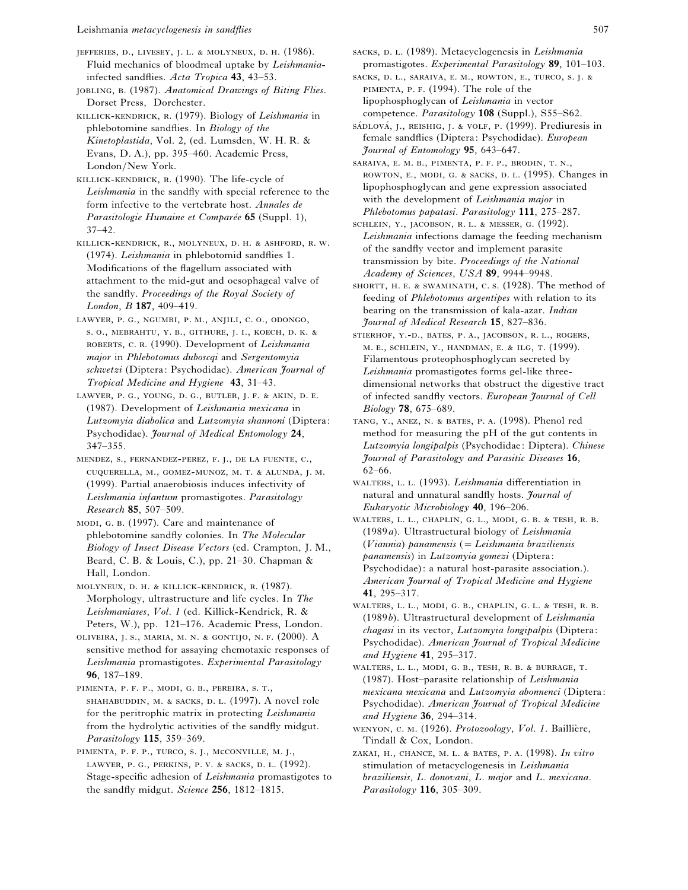JEFFERIES, D., LIVESEY, J. L. & MOLYNEUX, D. H. (1986). Fluid mechanics of bloodmeal uptake by *Leishmania*-infected sandflies. *Acta Tropica* **43**, 43–53.

JOBLING, B. (1987). *Anatomical Drawings of Biting Flies*. Dorset Press, Dorchester.

KILLICK-KENDRICK, R. (1979). Biology of *Leishmania* in phlebotomine sandflies. In *Biology of the Kinetoplastida*, Vol. 2, (ed. Lumsden, W. H. R. & Evans, D. A.), pp. 395–460. Academic Press, London/New York.

KILLICK-KENDRICK, R. (1990). The life-cycle of *Leishmania* in the sandfly with special reference to the form infective to the vertebrate host. *Annales de Parasitologie Humaine et Comparée* **65** (Suppl. 1), 37–42.

KILLICK-KENDRICK, R., MOLYNEUX, D. H. & ASHFORD, R. W. (1974). *Leishmania* in phlebotomid sandflies 1. Modifications of the flagellum associated with attachment to the mid-gut and oesophageal valve of the sandfly. *Proceedings of the Royal Society of London, B* **187**, 409–419.

LAWYER, P. G., NGUMBI, P. M., ANJILI, C. O., ODONGO, S. O., MEBRAHTU, Y. B., GITHURE, J. I., KOECH, D. K. & ROBERTS, C. R. (1990). Development of *Leishmania major* in *Phlebotomus duboscqi* and *Sergentomyia schwetzi* (Diptera: Psychodidae). *American Journal of Tropical Medicine and Hygiene* **43**, 31–43.

LAWYER, P. G., YOUNG, D. G., BUTLER, J. F. & AKIN, D. E. (1987). Development of *Leishmania mexicana* in *Lutzomyia diabolica* and *Lutzomyia shannoni* (Diptera: Psychodidae). *Journal of Medical Entomology* **24**, 347–355.

MENDEZ, S., FERNANDEZ-PEREZ, F. J., DE LA FUENTE, C., CUQUERELLA, M., GOMEZ-MUNOZ, M. T. & ALUNDA, J. M. (1999). Partial anaerobiosis induces infectivity of *Leishmania infantum* promastigotes. *Parasitology Research* **85**, 507–509.

MODI, G. B. (1997). Care and maintenance of phlebotomine sandfly colonies. In *The Molecular Biology of Insect Disease Vectors* (ed. Crampton, J. M., Beard, C. B. & Louis, C.), pp. 21–30. Chapman & Hall, London.

MOLYNEUX, D. H. & KILLICK-KENDRICK, R. (1987). Morphology, ultrastructure and life cycles. In *The Leishmaniases, Vol. 1* (ed. Killick-Kendrick, R. & Peters, W.), pp. 121–176. Academic Press, London.

OLIVEIRA, J. S., MARIA, M. N. & GONTIJO, N. F. (2000). A sensitive method for assaying chemotaxic responses of *Leishmania* promastigotes. *Experimental Parasitology* **96**, 187–189.

PIMENTA, P. F. P., MODI, G. B., PEREIRA, S. T., SHAHABUDDIN, M. & SACKS, D. L. (1997). A novel role for the peritrophic matrix in protecting *Leishmania* from the hydrolytic activities of the sandfly midgut. *Parasitology* **115**, 359–369.

PIMENTA, P. F. P., TURCO, S. J., MCCONVILLE, M. J., LAWYER, P. G., PERKINS, P. V. & SACKS, D. L. (1992). Stage-specific adhesion of *Leishmania* promastigotes to the sandfly midgut. *Science* **256**, 1812–1815.

SACKS, D. L. (1989). Metacyclogenesis in *Leishmania* promastigotes. *Experimental Parasitology* **89**, 101–103.

SACKS, D. L., SARAIVA, E. M., ROWTON, E., TURCO, S. J. & PIMENTA, P. F. (1994). The role of the lipophosphoglycan of *Leishmania* in vector competence. *Parasitology* **108** (Suppl.), S55–S62.

SÁDLOVÁ, J., REISHIG, J. & VOLF, P. (1999). Prediuresis in female sandflies (Diptera: Psychodidae). *European Journal of Entomology* **95**, 643–647.

SARAIVA, E. M. B., PIMENTA, P. F. P., BRODIN, T. N., ROWTON, E., MODI, G. & SACKS, D. L. (1995). Changes in lipophosphoglycan and gene expression associated with the development of *Leishmania major* in *Phlebotomus papatasi*. *Parasitology* **111**, 275–287.

SCHLEIN, Y., JACOBSON, R. L. & MESSER, G. (1992). *Leishmania* infections damage the feeding mechanism of the sandfly vector and implement parasite transmission by bite. *Proceedings of the National Academy of Sciences, USA* **89**, 9944–9948.

SHORTT, H. E. & SWAMINATH, C. S. (1928). The method of feeding of *Phlebotomus argentipes* with relation to its bearing on the transmission of kala-azar. *Indian Journal of Medical Research* **15**, 827–836.

STIERHOF, Y.-D., BATES, P. A., JACOBSON, R. L., ROGERS, M. E., SCHLEIN, Y., HANDMAN, E. & ILG, T. (1999). Filamentous proteophosphoglycan secreted by *Leishmania* promastigotes forms gel-like three-dimensional networks that obstruct the digestive tract of infected sandfly vectors. *European Journal of Cell Biology* **78**, 675–689.

TANG, Y., ANEZ, N. & BATES, P. A. (1998). Phenol red method for measuring the pH of the gut contents in *Lutzomyia longipalpis* (Psychodidae: Diptera). *Chinese Journal of Parasitology and Parasitic Diseases* **16**, 62–66.

WALTERS, L. L. (1993). *Leishmania* differentiation in natural and unnatural sandfly hosts. *Journal of Eukaryotic Microbiology* **40**, 196–206.

WALTERS, L. L., CHAPLIN, G. L., MODI, G. B. & TESH, R. B. (1989*a*). Ultrastructural biology of *Leishmania* (*Viannia*) *panamensis* (= *Leishmania braziliensis panamensis*) in *Lutzomyia gomezi* (Diptera: Psychodidae): a natural host-parasite association.). *American Journal of Tropical Medicine and Hygiene* **41**, 295–317.

WALTERS, L. L., MODI, G. B., CHAPLIN, G. L. & TESH, R. B. (1989*b*). Ultrastructural development of *Leishmania chagasi* in its vector, *Lutzomyia longipalpis* (Diptera: Psychodidae). *American Journal of Tropical Medicine and Hygiene* **41**, 295–317.

WALTERS, L. L., MODI, G. B., TESH, R. B. & BURRAGE, T. (1987). Host–parasite relationship of *Leishmania mexicana mexicana* and *Lutzomyia abonnenci* (Diptera: Psychodidae). *American Journal of Tropical Medicine and Hygiene* **36**, 294–314.

WENYON, C. M. (1926). *Protozoology, Vol. 1*. Baillière, Tindall & Cox, London.

ZAKAI, H., CHANCE, M. L. & BATES, P. A. (1998). *In vitro* stimulation of metacyclogenesis in *Leishmania braziliensis*, *L. donovani*, *L. major* and *L. mexicana*. *Parasitology* **116**, 305–309.